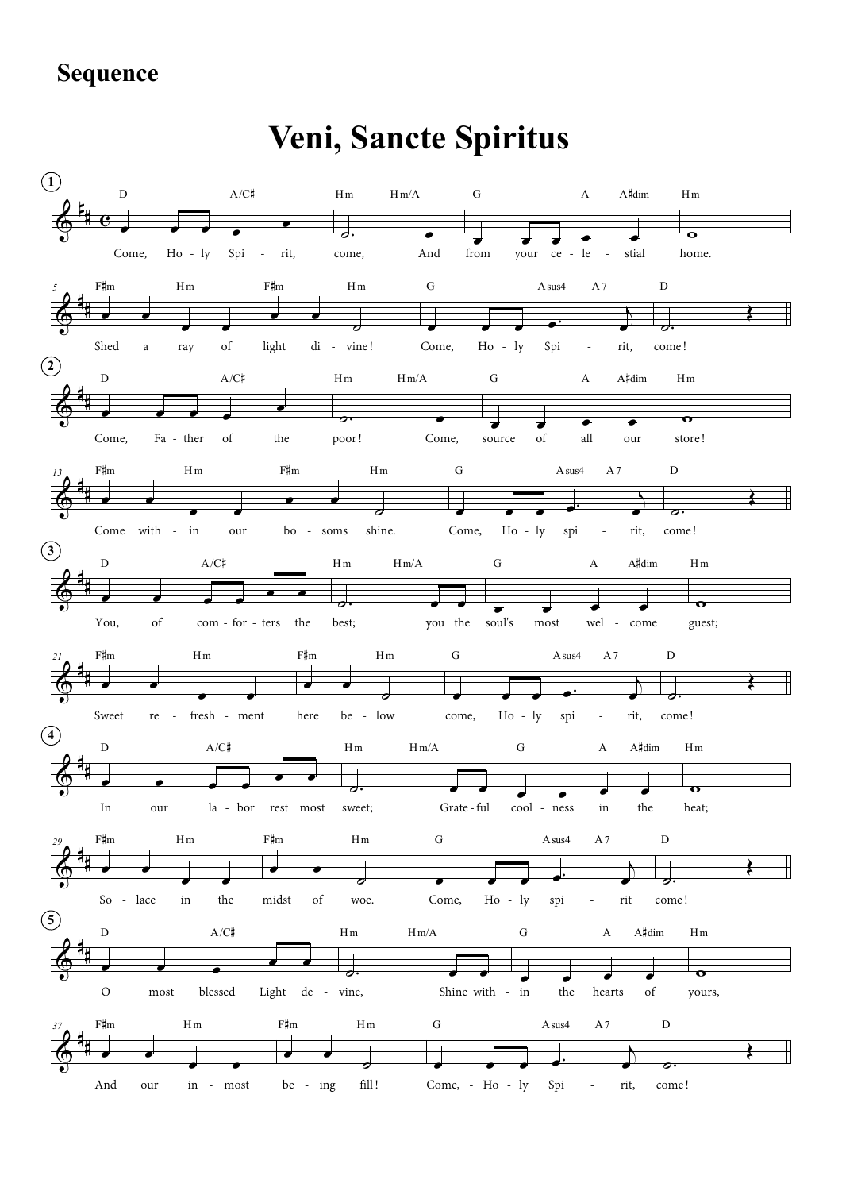**Sequence**

# Veni, Sancte Spiritus

**1**

D A/C♯ Hm Hm/A G A A♯dim Hm

Come, Ho - ly Spi - rit, come, And from your ce - le - stial home.

F♯m Hm F♯m Hm G Asus4 A7 D

Shed a ray of light di - vine! Come, Ho - ly Spi - rit, come!

**2**

D A/C♯ Hm Hm/A G A A♯dim Hm

Come, Fa - ther of the poor! Come, source of all our store!

F♯m Hm F♯m Hm G Asus4 A7 D

Come with - in our bo - soms shine. Come, Ho - ly spi - rit, come!

**3**

D A/C♯ Hm Hm/A G A A♯dim Hm

You, of com - for - ters the best; you the soul's most wel - come guest;

F♯m Hm F♯m Hm G Asus4 A7 D

Sweet re - fresh - ment here be - low come, Ho - ly spi - rit, come!

**4**

D A/C♯ Hm Hm/A G A A♯dim Hm

In our la - bor rest most sweet; Grate - ful cool - ness in the heat;

F♯m Hm F♯m Hm G Asus4 A7 D

So - lace in the midst of woe. Come, Ho - ly spi - rit come!

**5**

D A/C♯ Hm Hm/A G A A♯dim Hm

O most blessed Light de - vine, Shine with - in the hearts of yours,

F♯m Hm F♯m Hm G Asus4 A7 D

And our in - most be - ing fill! Come, - Ho - ly Spi - rit, come!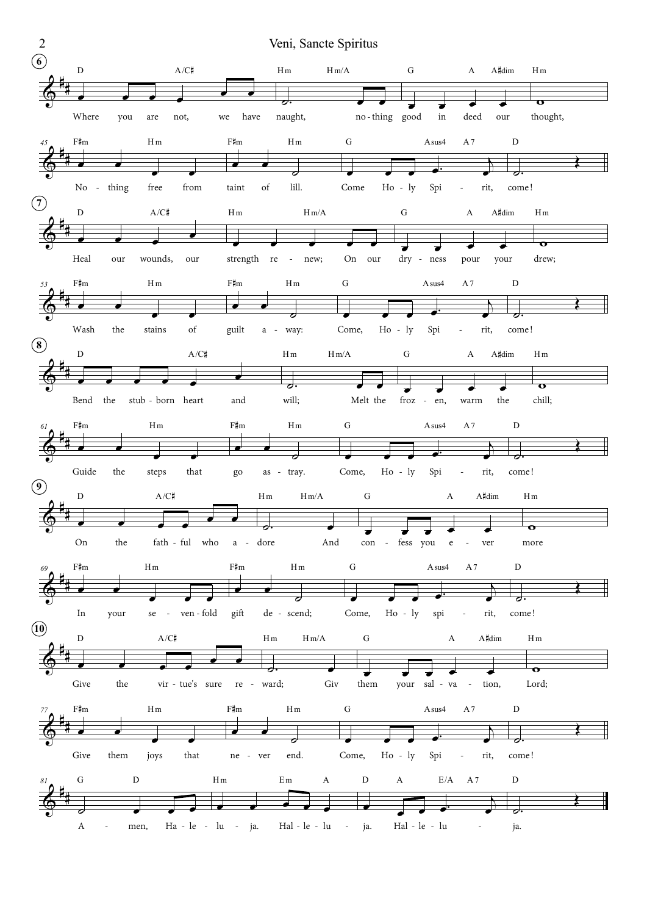**6**

D A/C♯ Hm Hm/A G A A♯dim Hm

Where you are not, we have naught, no-thing good in deed our thought,

F♯m Hm F♯m Hm G Asus4 A7 D

No-thing free from taint of lill. Come Ho-ly Spi-rit, come!

**7**

D A/C♯ Hm Hm/A G A A♯dim Hm

Heal our wounds, our strength re-new; On our dry-ness pour your drew;

F♯m Hm F♯m Hm G Asus4 A7 D

Wash the stains of guilt a-way: Come, Ho-ly Spi-rit, come!

**8**

D A/C♯ Hm Hm/A G A A♯dim Hm

Bend the stub-born heart and will; Melt the froz-en, warm the chill;

F♯m Hm F♯m Hm G Asus4 A7 D

Guide the steps that go as-tray. Come, Ho-ly Spi-rit, come!

**9**

D A/C♯ Hm Hm/A G A A♯dim Hm

On the fath-ful who a-dore And con-fess you e-ver more

F♯m Hm F♯m Hm G Asus4 A7 D

In your se-ven-fold gift de-scend; Come, Ho-ly spi-rit, come!

**10**

D A/C♯ Hm Hm/A G A A♯dim Hm

Give the vir-tue's sure re-ward; Giv them your sal-va-tion, Lord;

F♯m Hm F♯m Hm G Asus4 A7 D

Give them joys that ne-ver end. Come, Ho-ly Spi-rit, come!

G D Hm Em A D A E/A A7 D

A-men, Ha-le-lu-ja. Hal-le-lu-ja. Hal-le-lu-ja.